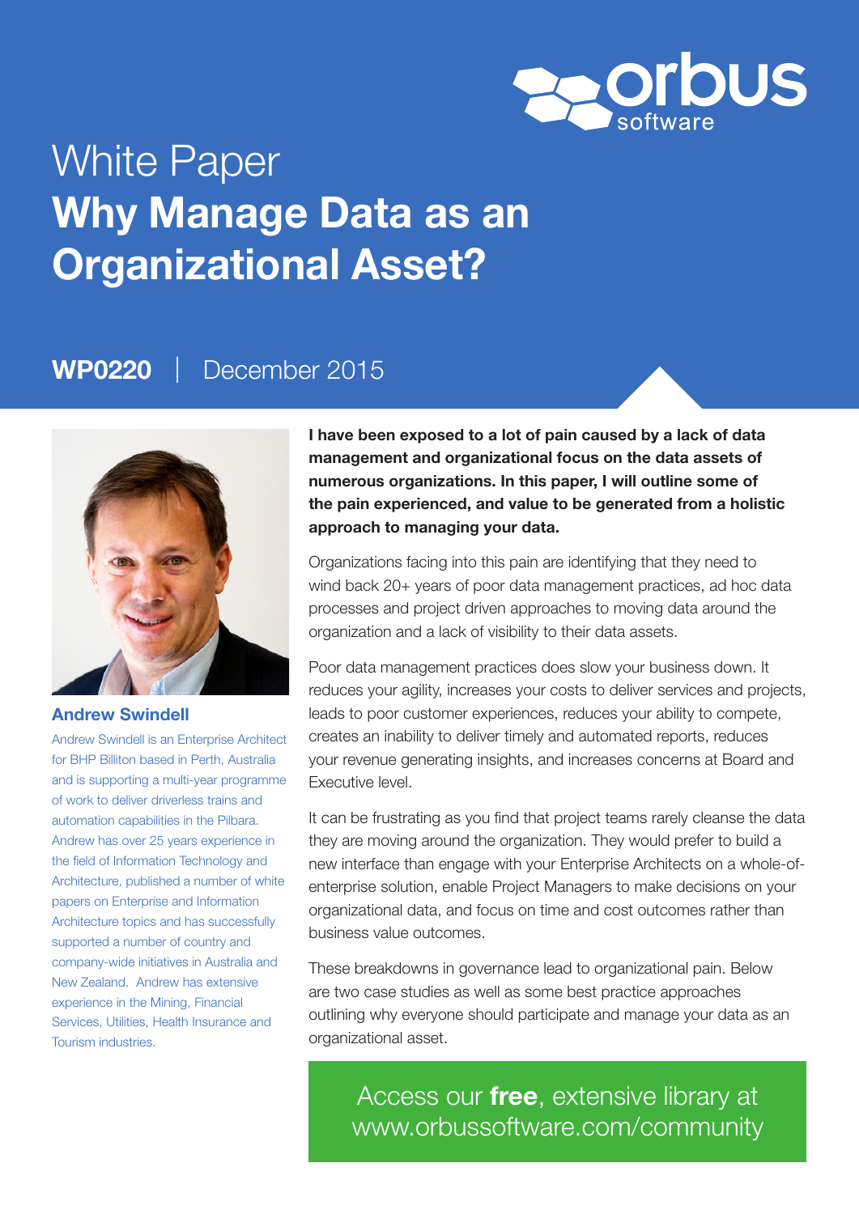orbus software

White Paper

# Why Manage Data as an Organizational Asset?

**WP0220** | December 2015

## Andrew Swindell

Andrew Swindell is an Enterprise Architect for BHP Billiton based in Perth, Australia and is supporting a multi-year programme of work to deliver driverless trains and automation capabilities in the Pilbara. Andrew has over 25 years experience in the field of Information Technology and Architecture, published a number of white papers on Enterprise and Information Architecture topics and has successfully supported a number of country and company-wide initiatives in Australia and New Zealand. Andrew has extensive experience in the Mining, Financial Services, Utilities, Health Insurance and Tourism industries.

**I have been exposed to a lot of pain caused by a lack of data management and organizational focus on the data assets of numerous organizations. In this paper, I will outline some of the pain experienced, and value to be generated from a holistic approach to managing your data.**

Organizations facing into this pain are identifying that they need to wind back 20+ years of poor data management practices, ad hoc data processes and project driven approaches to moving data around the organization and a lack of visibility to their data assets.

Poor data management practices does slow your business down. It reduces your agility, increases your costs to deliver services and projects, leads to poor customer experiences, reduces your ability to compete, creates an inability to deliver timely and automated reports, reduces your revenue generating insights, and increases concerns at Board and Executive level.

It can be frustrating as you find that project teams rarely cleanse the data they are moving around the organization. They would prefer to build a new interface than engage with your Enterprise Architects on a whole-of-enterprise solution, enable Project Managers to make decisions on your organizational data, and focus on time and cost outcomes rather than business value outcomes.

These breakdowns in governance lead to organizational pain. Below are two case studies as well as some best practice approaches outlining why everyone should participate and manage your data as an organizational asset.

Access our **free**, extensive library at www.orbussoftware.com/community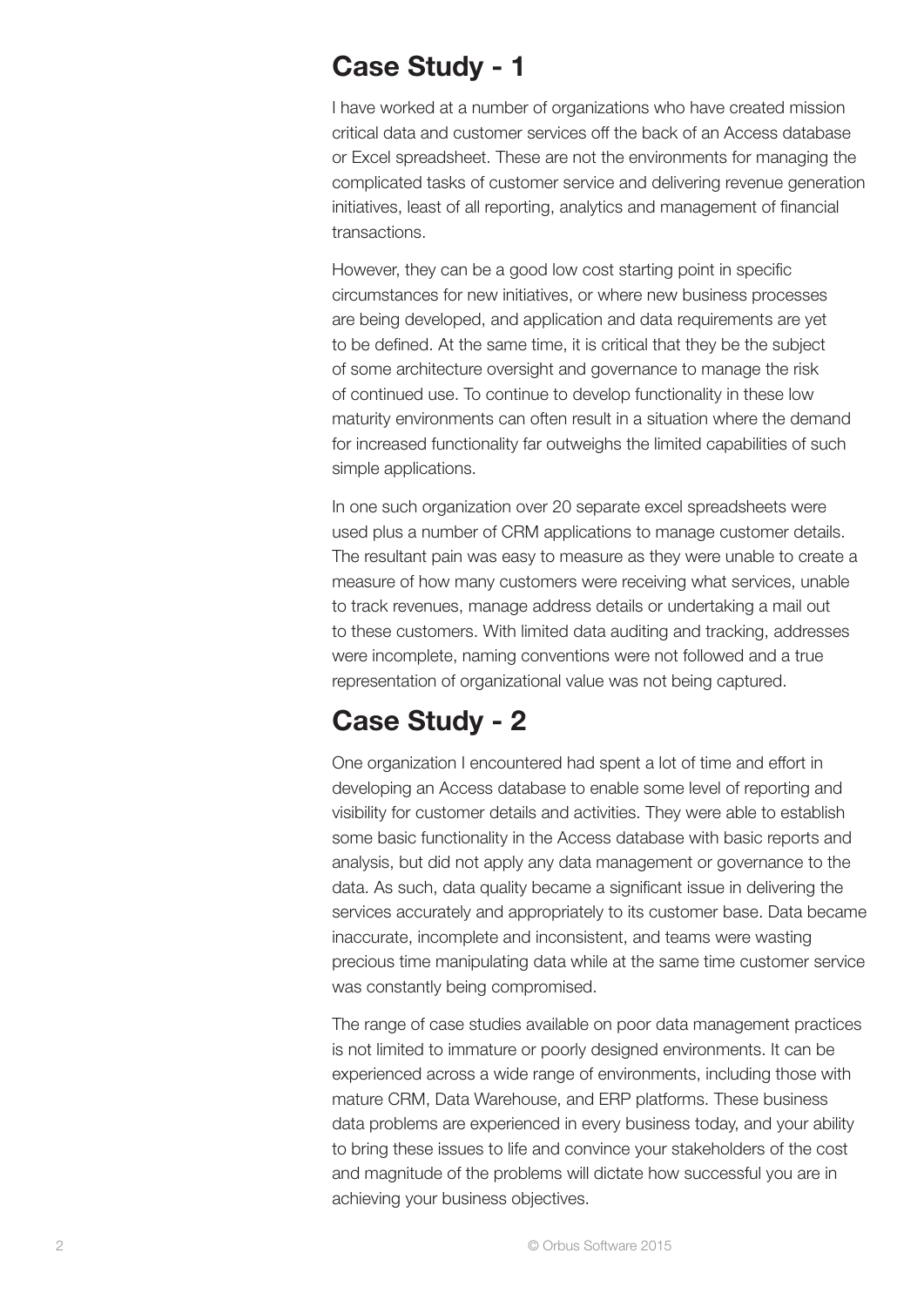## Case Study - 1

I have worked at a number of organizations who have created mission critical data and customer services off the back of an Access database or Excel spreadsheet. These are not the environments for managing the complicated tasks of customer service and delivering revenue generation initiatives, least of all reporting, analytics and management of financial transactions.

However, they can be a good low cost starting point in specific circumstances for new initiatives, or where new business processes are being developed, and application and data requirements are yet to be defined. At the same time, it is critical that they be the subject of some architecture oversight and governance to manage the risk of continued use. To continue to develop functionality in these low maturity environments can often result in a situation where the demand for increased functionality far outweighs the limited capabilities of such simple applications.

In one such organization over 20 separate excel spreadsheets were used plus a number of CRM applications to manage customer details. The resultant pain was easy to measure as they were unable to create a measure of how many customers were receiving what services, unable to track revenues, manage address details or undertaking a mail out to these customers. With limited data auditing and tracking, addresses were incomplete, naming conventions were not followed and a true representation of organizational value was not being captured.

## Case Study - 2

One organization I encountered had spent a lot of time and effort in developing an Access database to enable some level of reporting and visibility for customer details and activities. They were able to establish some basic functionality in the Access database with basic reports and analysis, but did not apply any data management or governance to the data. As such, data quality became a significant issue in delivering the services accurately and appropriately to its customer base. Data became inaccurate, incomplete and inconsistent, and teams were wasting precious time manipulating data while at the same time customer service was constantly being compromised.

The range of case studies available on poor data management practices is not limited to immature or poorly designed environments. It can be experienced across a wide range of environments, including those with mature CRM, Data Warehouse, and ERP platforms. These business data problems are experienced in every business today, and your ability to bring these issues to life and convince your stakeholders of the cost and magnitude of the problems will dictate how successful you are in achieving your business objectives.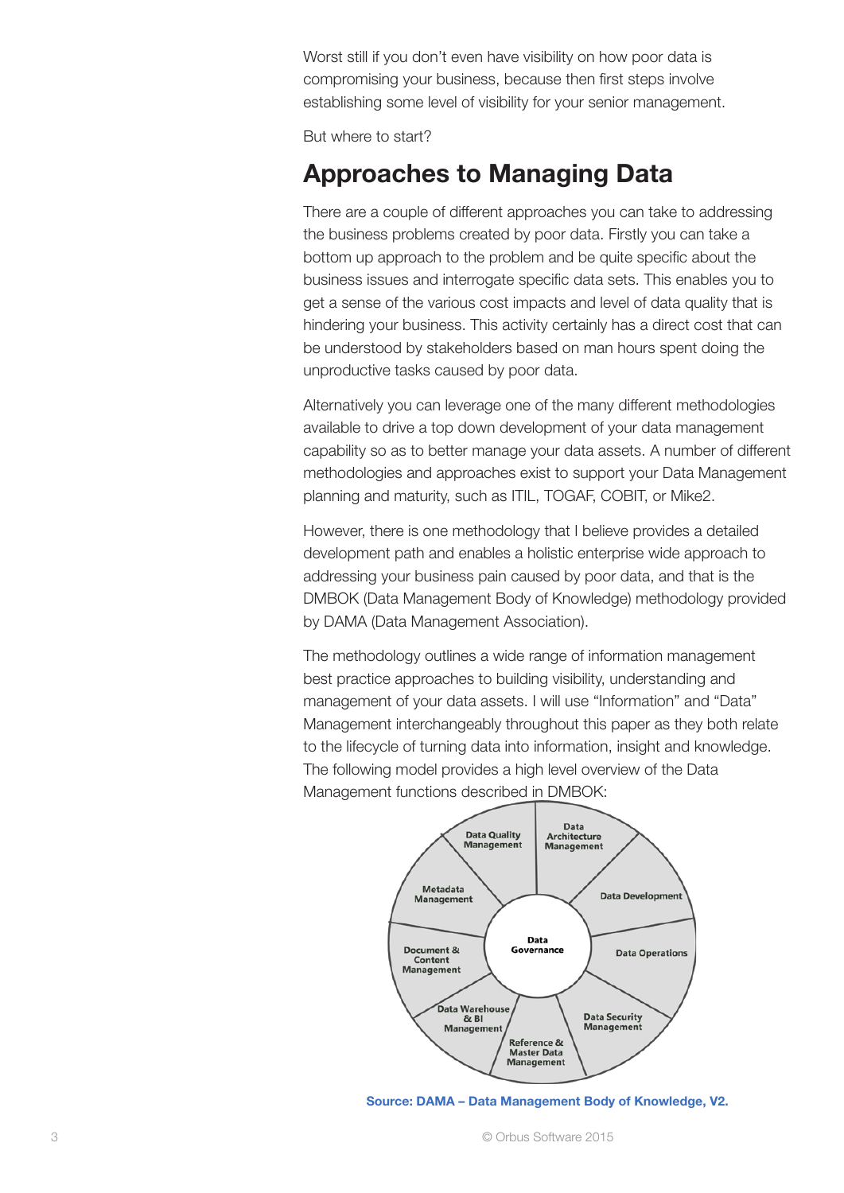Worst still if you don't even have visibility on how poor data is compromising your business, because then first steps involve establishing some level of visibility for your senior management.

But where to start?

## Approaches to Managing Data

There are a couple of different approaches you can take to addressing the business problems created by poor data. Firstly you can take a bottom up approach to the problem and be quite specific about the business issues and interrogate specific data sets. This enables you to get a sense of the various cost impacts and level of data quality that is hindering your business. This activity certainly has a direct cost that can be understood by stakeholders based on man hours spent doing the unproductive tasks caused by poor data.

Alternatively you can leverage one of the many different methodologies available to drive a top down development of your data management capability so as to better manage your data assets. A number of different methodologies and approaches exist to support your Data Management planning and maturity, such as ITIL, TOGAF, COBIT, or Mike2.

However, there is one methodology that I believe provides a detailed development path and enables a holistic enterprise wide approach to addressing your business pain caused by poor data, and that is the DMBOK (Data Management Body of Knowledge) methodology provided by DAMA (Data Management Association).

The methodology outlines a wide range of information management best practice approaches to building visibility, understanding and management of your data assets. I will use "Information" and "Data" Management interchangeably throughout this paper as they both relate to the lifecycle of turning data into information, insight and knowledge. The following model provides a high level overview of the Data Management functions described in DMBOK:

Data Governance

Data Quality Management | Data Architecture Management | Data Development | Data Operations | Data Security Management | Reference & Master Data Management | Data Warehouse & BI Management | Document & Content Management | Metadata Management

**Source: DAMA – Data Management Body of Knowledge, V2.**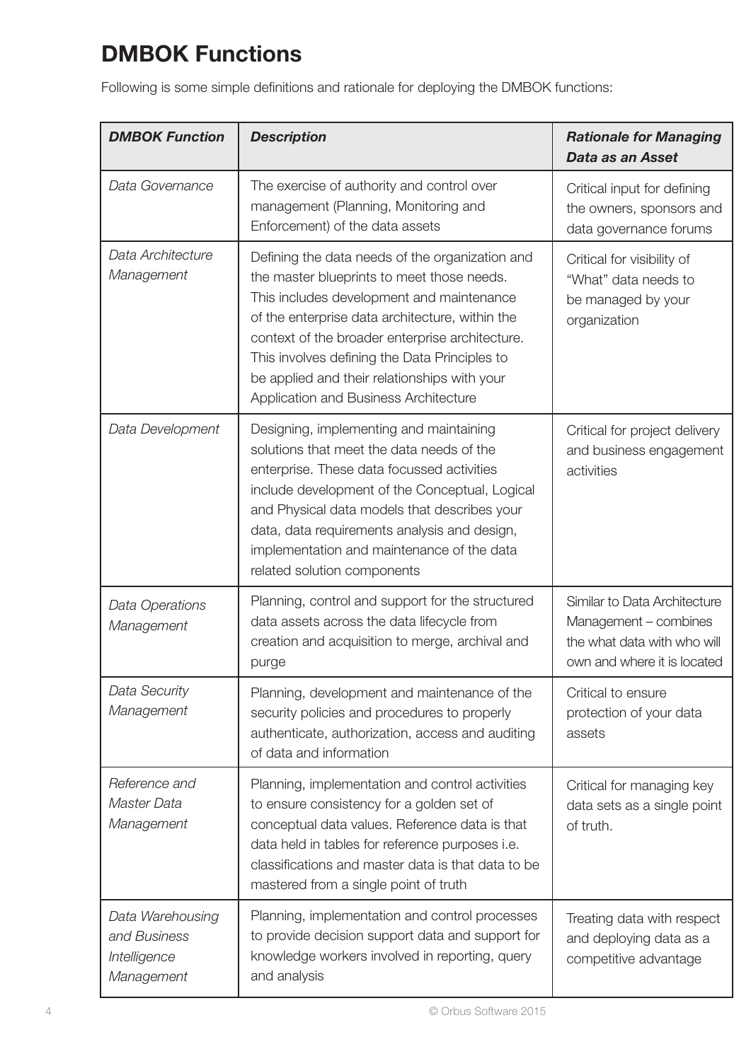# DMBOK Functions

Following is some simple definitions and rationale for deploying the DMBOK functions:

| ***DMBOK Function*** | ***Description*** | ***Rationale for Managing Data as an Asset*** |
|---|---|---|
| *Data Governance* | The exercise of authority and control over management (Planning, Monitoring and Enforcement) of the data assets | Critical input for defining the owners, sponsors and data governance forums |
| *Data Architecture Management* | Defining the data needs of the organization and the master blueprints to meet those needs. This includes development and maintenance of the enterprise data architecture, within the context of the broader enterprise architecture. This involves defining the Data Principles to be applied and their relationships with your Application and Business Architecture | Critical for visibility of "What" data needs to be managed by your organization |
| *Data Development* | Designing, implementing and maintaining solutions that meet the data needs of the enterprise. These data focussed activities include development of the Conceptual, Logical and Physical data models that describes your data, data requirements analysis and design, implementation and maintenance of the data related solution components | Critical for project delivery and business engagement activities |
| *Data Operations Management* | Planning, control and support for the structured data assets across the data lifecycle from creation and acquisition to merge, archival and purge | Similar to Data Architecture Management – combines the what data with who will own and where it is located |
| *Data Security Management* | Planning, development and maintenance of the security policies and procedures to properly authenticate, authorization, access and auditing of data and information | Critical to ensure protection of your data assets |
| *Reference and Master Data Management* | Planning, implementation and control activities to ensure consistency for a golden set of conceptual data values. Reference data is that data held in tables for reference purposes i.e. classifications and master data is that data to be mastered from a single point of truth | Critical for managing key data sets as a single point of truth. |
| *Data Warehousing and Business Intelligence Management* | Planning, implementation and control processes to provide decision support data and support for knowledge workers involved in reporting, query and analysis | Treating data with respect and deploying data as a competitive advantage |

© Orbus Software 2015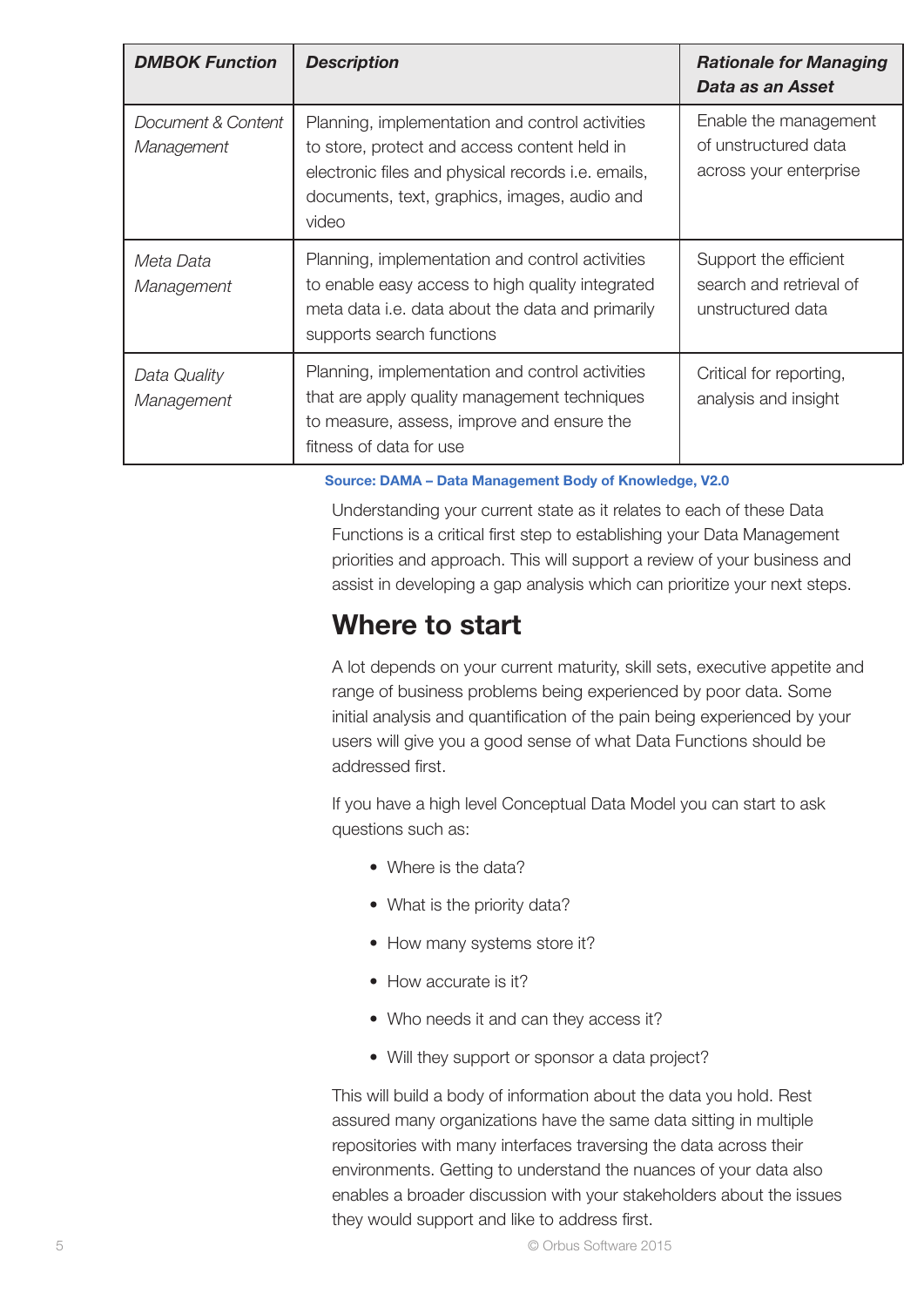| ***DMBOK Function*** | ***Description*** | ***Rationale for Managing Data as an Asset*** |
|---|---|---|
| *Document & Content Management* | Planning, implementation and control activities to store, protect and access content held in electronic files and physical records i.e. emails, documents, text, graphics, images, audio and video | Enable the management of unstructured data across your enterprise |
| *Meta Data Management* | Planning, implementation and control activities to enable easy access to high quality integrated meta data i.e. data about the data and primarily supports search functions | Support the efficient search and retrieval of unstructured data |
| *Data Quality Management* | Planning, implementation and control activities that are apply quality management techniques to measure, assess, improve and ensure the fitness of data for use | Critical for reporting, analysis and insight |

**Source: DAMA – Data Management Body of Knowledge, V2.0**

Understanding your current state as it relates to each of these Data Functions is a critical first step to establishing your Data Management priorities and approach. This will support a review of your business and assist in developing a gap analysis which can prioritize your next steps.

## Where to start

A lot depends on your current maturity, skill sets, executive appetite and range of business problems being experienced by poor data. Some initial analysis and quantification of the pain being experienced by your users will give you a good sense of what Data Functions should be addressed first.

If you have a high level Conceptual Data Model you can start to ask questions such as:

- Where is the data?
- What is the priority data?
- How many systems store it?
- How accurate is it?
- Who needs it and can they access it?
- Will they support or sponsor a data project?

This will build a body of information about the data you hold. Rest assured many organizations have the same data sitting in multiple repositories with many interfaces traversing the data across their environments. Getting to understand the nuances of your data also enables a broader discussion with your stakeholders about the issues they would support and like to address first.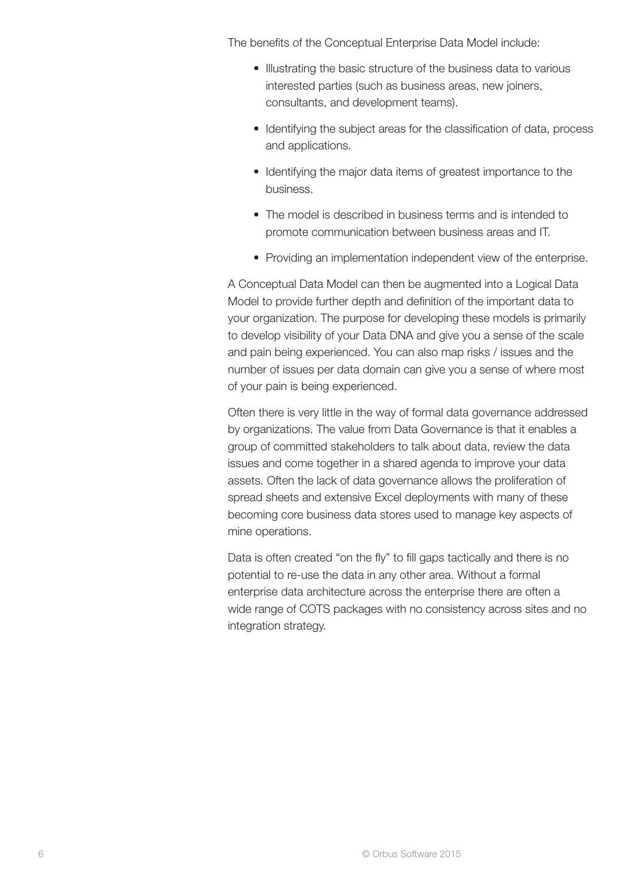The benefits of the Conceptual Enterprise Data Model include:

- Illustrating the basic structure of the business data to various interested parties (such as business areas, new joiners, consultants, and development teams).
- Identifying the subject areas for the classification of data, process and applications.
- Identifying the major data items of greatest importance to the business.
- The model is described in business terms and is intended to promote communication between business areas and IT.
- Providing an implementation independent view of the enterprise.

A Conceptual Data Model can then be augmented into a Logical Data Model to provide further depth and definition of the important data to your organization. The purpose for developing these models is primarily to develop visibility of your Data DNA and give you a sense of the scale and pain being experienced. You can also map risks / issues and the number of issues per data domain can give you a sense of where most of your pain is being experienced.

Often there is very little in the way of formal data governance addressed by organizations. The value from Data Governance is that it enables a group of committed stakeholders to talk about data, review the data issues and come together in a shared agenda to improve your data assets. Often the lack of data governance allows the proliferation of spread sheets and extensive Excel deployments with many of these becoming core business data stores used to manage key aspects of mine operations.

Data is often created "on the fly" to fill gaps tactically and there is no potential to re-use the data in any other area. Without a formal enterprise data architecture across the enterprise there are often a wide range of COTS packages with no consistency across sites and no integration strategy.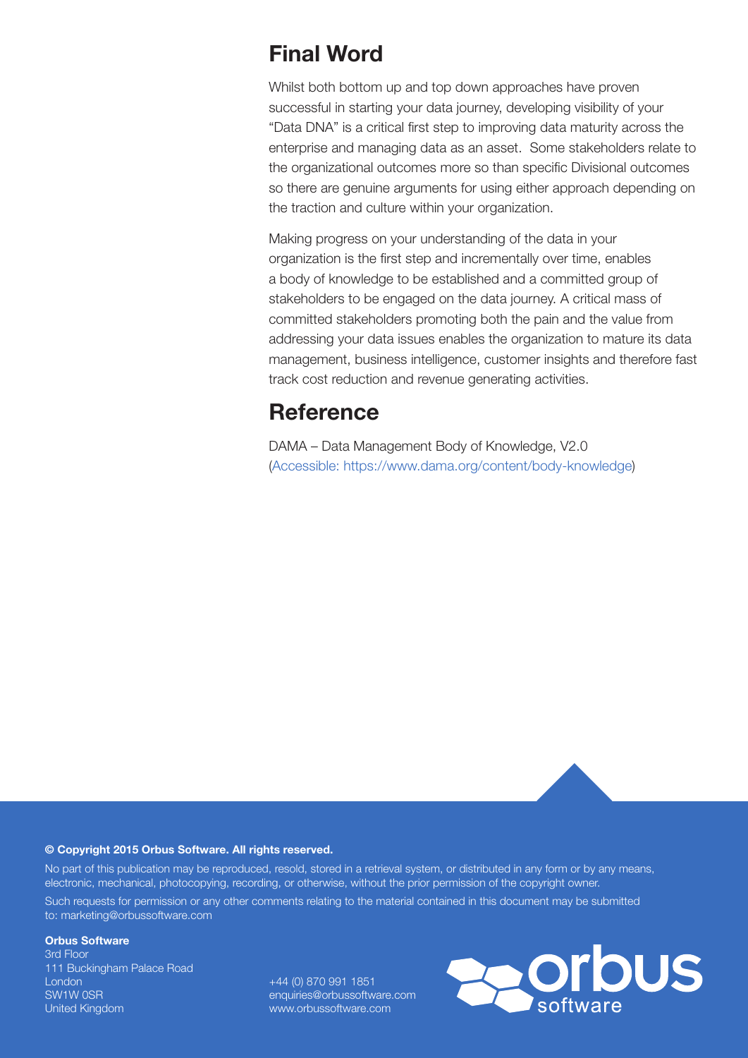## Final Word

Whilst both bottom up and top down approaches have proven successful in starting your data journey, developing visibility of your "Data DNA" is a critical first step to improving data maturity across the enterprise and managing data as an asset. Some stakeholders relate to the organizational outcomes more so than specific Divisional outcomes so there are genuine arguments for using either approach depending on the traction and culture within your organization.

Making progress on your understanding of the data in your organization is the first step and incrementally over time, enables a body of knowledge to be established and a committed group of stakeholders to be engaged on the data journey. A critical mass of committed stakeholders promoting both the pain and the value from addressing your data issues enables the organization to mature its data management, business intelligence, customer insights and therefore fast track cost reduction and revenue generating activities.

## Reference

DAMA – Data Management Body of Knowledge, V2.0
(Accessible: https://www.dama.org/content/body-knowledge)

**© Copyright 2015 Orbus Software. All rights reserved.**

No part of this publication may be reproduced, resold, stored in a retrieval system, or distributed in any form or by any means, electronic, mechanical, photocopying, recording, or otherwise, without the prior permission of the copyright owner.

Such requests for permission or any other comments relating to the material contained in this document may be submitted to: marketing@orbussoftware.com

**Orbus Software**
3rd Floor
111 Buckingham Palace Road
London
SW1W 0SR
United Kingdom

+44 (0) 870 991 1851
enquiries@orbussoftware.com
www.orbussoftware.com

orbus software